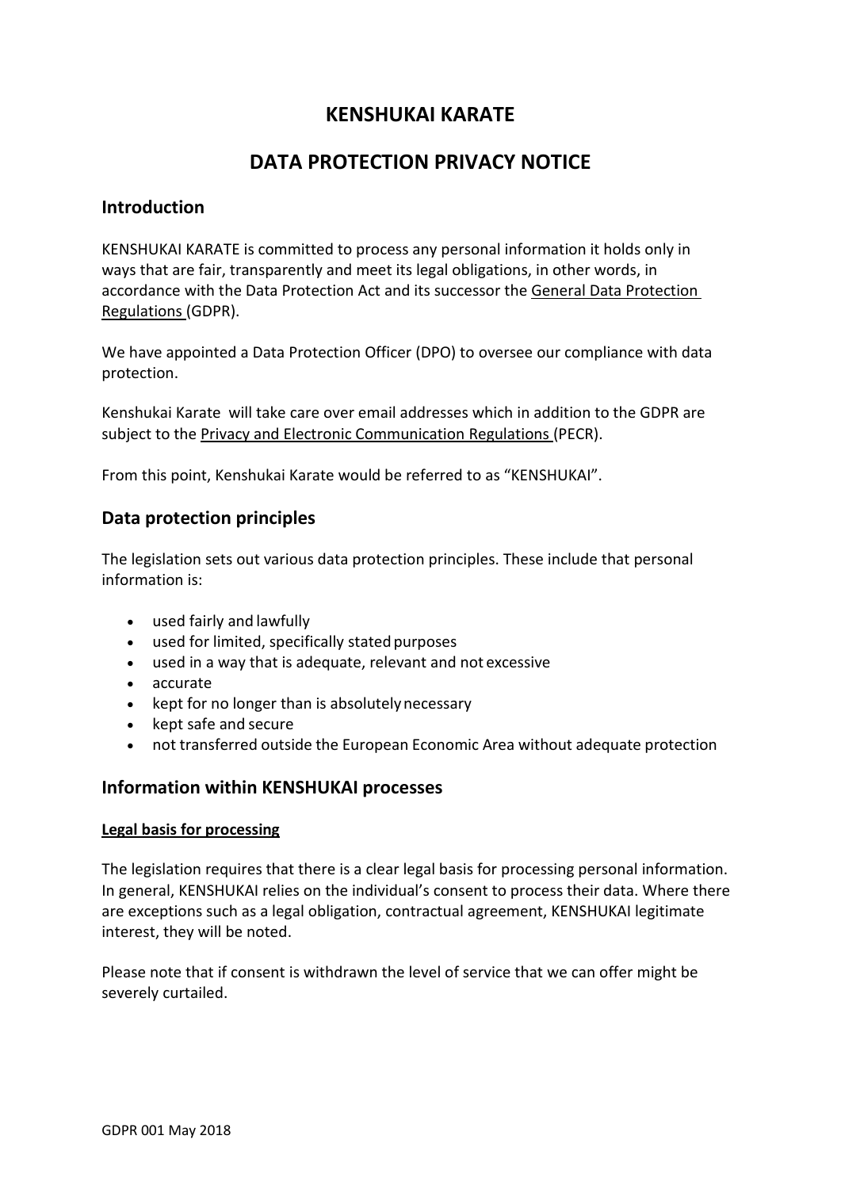# KENSHUKAI KARATE

# DATA PROTECTION PRIVACY NOTICE

## Introduction

KENSHUKAI KARATE is committed to process any personal information it holds only in ways that are fair, transparently and meet its legal obligations, in other words, in accordance with the Data Protection Act and its successor the General Data Protection Regulations (GDPR).

We have appointed a Data Protection Officer (DPO) to oversee our compliance with data protection.

Kenshukai Karate will take care over email addresses which in addition to the GDPR are subject to the Privacy and Electronic Communication Regulations (PECR).

From this point, Kenshukai Karate would be referred to as "KENSHUKAI".

## Data protection principles

The legislation sets out various data protection principles. These include that personal information is:

- used fairly and lawfully
- used for limited, specifically stated purposes
- used in a way that is adequate, relevant and not excessive
- accurate
- kept for no longer than is absolutely necessary
- kept safe and secure
- not transferred outside the European Economic Area without adequate protection

## Information within KENSHUKAI processes

**Legal basis for processing**

The legislation requires that there is a clear legal basis for processing personal information. In general, KENSHUKAI relies on the individual's consent to process their data. Where there are exceptions such as a legal obligation, contractual agreement, KENSHUKAI legitimate interest, they will be noted.

Please note that if consent is withdrawn the level of service that we can offer might be severely curtailed.

GDPR 001 May 2018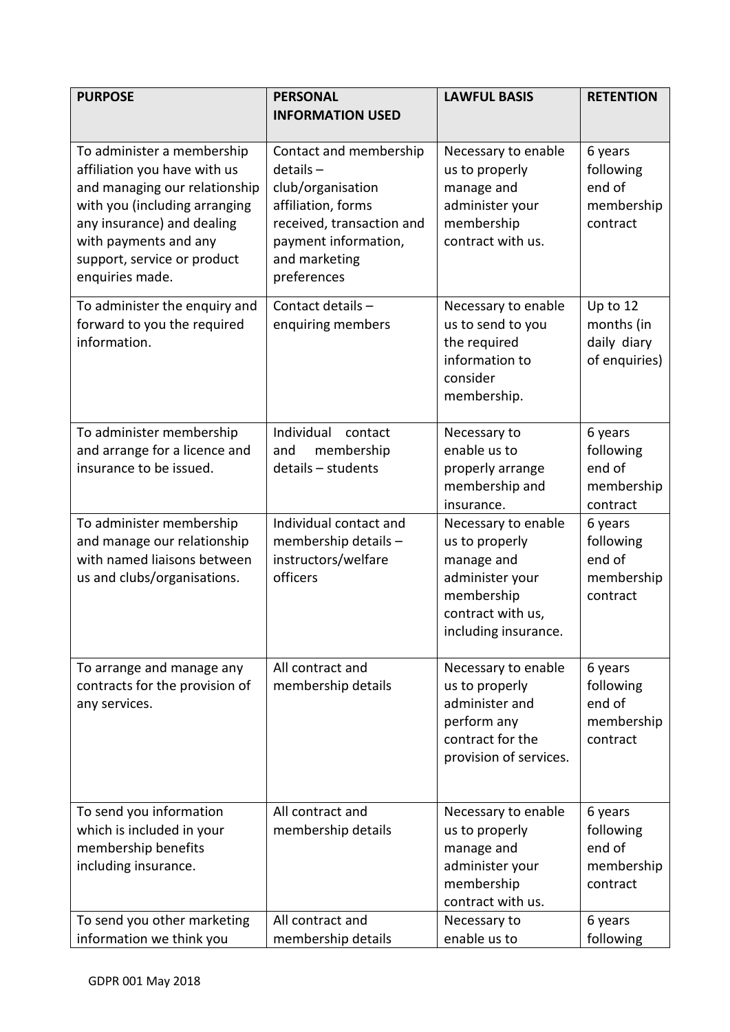| PURPOSE | PERSONAL INFORMATION USED | LAWFUL BASIS | RETENTION |
|---|---|---|---|
| To administer a membership affiliation you have with us and managing our relationship with you (including arranging any insurance) and dealing with payments and any support, service or product enquiries made. | Contact and membership details – club/organisation affiliation, forms received, transaction and payment information, and marketing preferences | Necessary to enable us to properly manage and administer your membership contract with us. | 6 years following end of membership contract |
| To administer the enquiry and forward to you the required information. | Contact details – enquiring members | Necessary to enable us to send to you the required information to consider membership. | Up to 12 months (in daily diary of enquiries) |
| To administer membership and arrange for a licence and insurance to be issued. | Individual contact and membership details – students | Necessary to enable us to properly arrange membership and insurance. | 6 years following end of membership contract |
| To administer membership and manage our relationship with named liaisons between us and clubs/organisations. | Individual contact and membership details – instructors/welfare officers | Necessary to enable us to properly manage and administer your membership contract with us, including insurance. | 6 years following end of membership contract |
| To arrange and manage any contracts for the provision of any services. | All contract and membership details | Necessary to enable us to properly administer and perform any contract for the provision of services. | 6 years following end of membership contract |
| To send you information which is included in your membership benefits including insurance. | All contract and membership details | Necessary to enable us to properly manage and administer your membership contract with us. | 6 years following end of membership contract |
| To send you other marketing information we think you | All contract and membership details | Necessary to enable us to | 6 years following |

GDPR 001 May 2018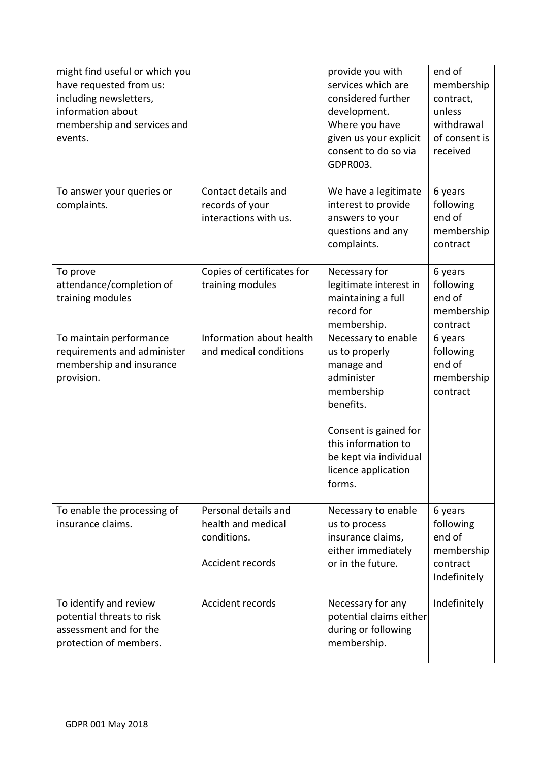| | | | |
|---|---|---|---|
| might find useful or which you have requested from us: including newsletters, information about membership and services and events. | | provide you with services which are considered further development. Where you have given us your explicit consent to do so via GDPR003. | end of membership contract, unless withdrawal of consent is received |
| To answer your queries or complaints. | Contact details and records of your interactions with us. | We have a legitimate interest to provide answers to your questions and any complaints. | 6 years following end of membership contract |
| To prove attendance/completion of training modules | Copies of certificates for training modules | Necessary for legitimate interest in maintaining a full record for membership. | 6 years following end of membership contract |
| To maintain performance requirements and administer membership and insurance provision. | Information about health and medical conditions | Necessary to enable us to properly manage and administer membership benefits.<br><br>Consent is gained for this information to be kept via individual licence application forms. | 6 years following end of membership contract |
| To enable the processing of insurance claims. | Personal details and health and medical conditions.<br><br>Accident records | Necessary to enable us to process insurance claims, either immediately or in the future. | 6 years following end of membership contract Indefinitely |
| To identify and review potential threats to risk assessment and for the protection of members. | Accident records | Necessary for any potential claims either during or following membership. | Indefinitely |

GDPR 001 May 2018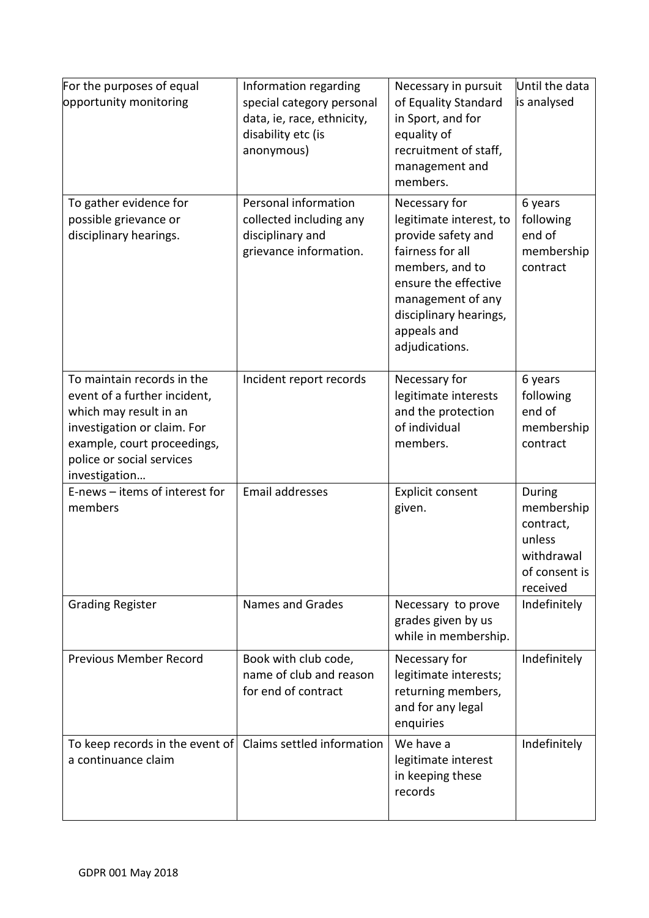| For the purposes of equal opportunity monitoring | Information regarding special category personal data, ie, race, ethnicity, disability etc (is anonymous) | Necessary in pursuit of Equality Standard in Sport, and for equality of recruitment of staff, management and members. | Until the data is analysed |
|---|---|---|---|
| To gather evidence for possible grievance or disciplinary hearings. | Personal information collected including any disciplinary and grievance information. | Necessary for legitimate interest, to provide safety and fairness for all members, and to ensure the effective management of any disciplinary hearings, appeals and adjudications. | 6 years following end of membership contract |
| To maintain records in the event of a further incident, which may result in an investigation or claim. For example, court proceedings, police or social services investigation… | Incident report records | Necessary for legitimate interests and the protection of individual members. | 6 years following end of membership contract |
| E-news – items of interest for members | Email addresses | Explicit consent given. | During membership contract, unless withdrawal of consent is received |
| Grading Register | Names and Grades | Necessary to prove grades given by us while in membership. | Indefinitely |
| Previous Member Record | Book with club code, name of club and reason for end of contract | Necessary for legitimate interests; returning members, and for any legal enquiries | Indefinitely |
| To keep records in the event of a continuance claim | Claims settled information | We have a legitimate interest in keeping these records | Indefinitely |

GDPR 001 May 2018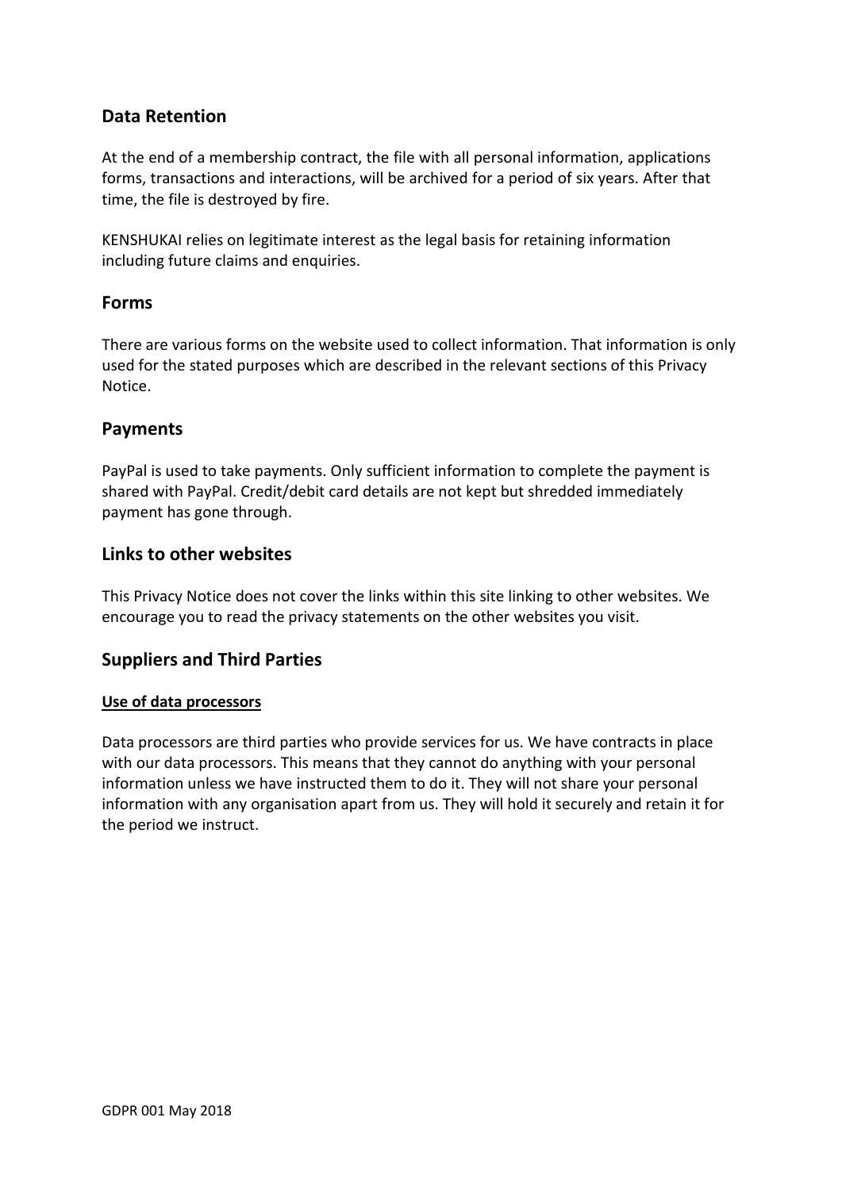## Data Retention

At the end of a membership contract, the file with all personal information, applications forms, transactions and interactions, will be archived for a period of six years. After that time, the file is destroyed by fire.

KENSHUKAI relies on legitimate interest as the legal basis for retaining information including future claims and enquiries.

## Forms

There are various forms on the website used to collect information. That information is only used for the stated purposes which are described in the relevant sections of this Privacy Notice.

## Payments

PayPal is used to take payments. Only sufficient information to complete the payment is shared with PayPal. Credit/debit card details are not kept but shredded immediately payment has gone through.

## Links to other websites

This Privacy Notice does not cover the links within this site linking to other websites. We encourage you to read the privacy statements on the other websites you visit.

## Suppliers and Third Parties

**Use of data processors**

Data processors are third parties who provide services for us. We have contracts in place with our data processors. This means that they cannot do anything with your personal information unless we have instructed them to do it. They will not share your personal information with any organisation apart from us. They will hold it securely and retain it for the period we instruct.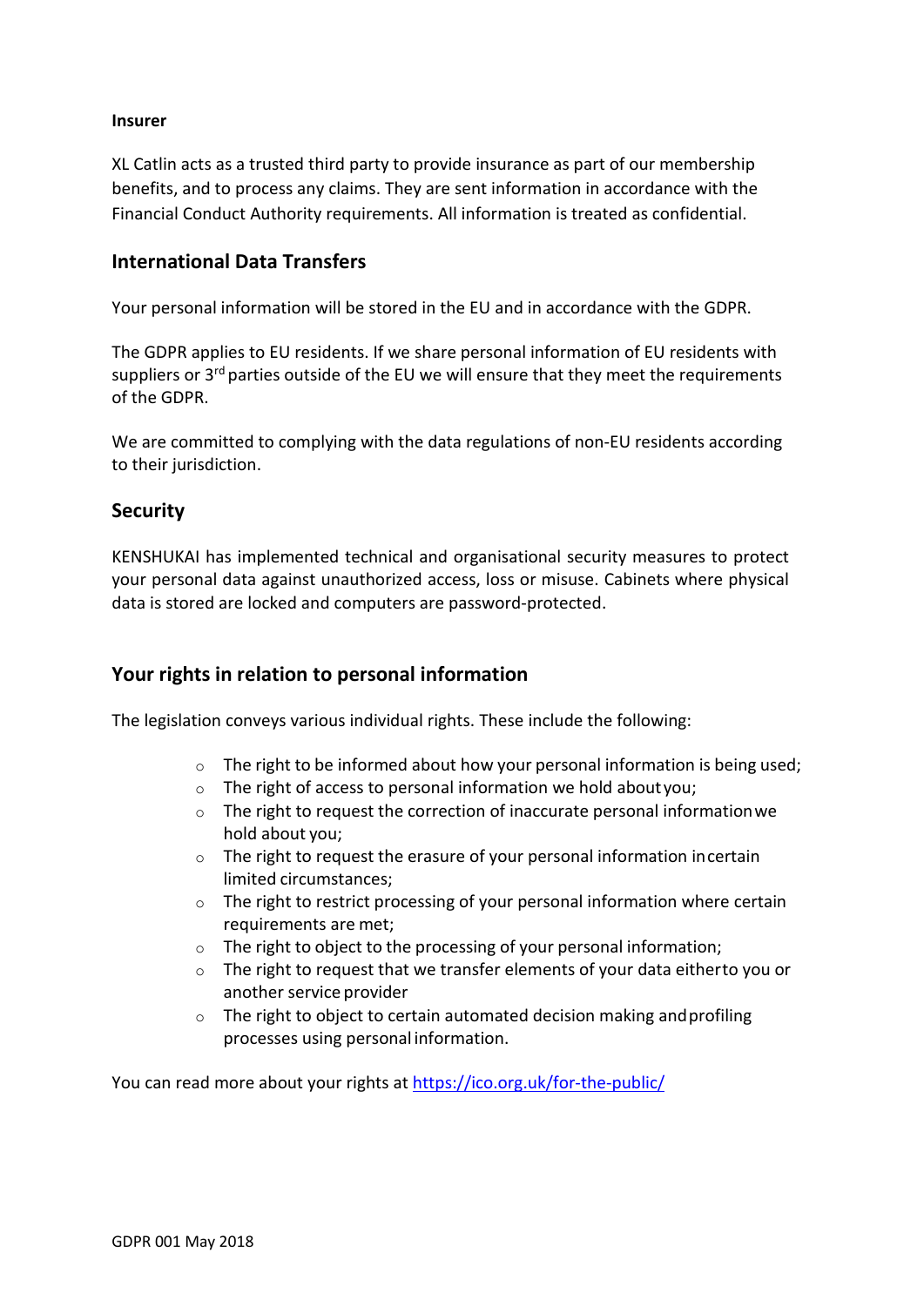**Insurer**

XL Catlin acts as a trusted third party to provide insurance as part of our membership benefits, and to process any claims. They are sent information in accordance with the Financial Conduct Authority requirements. All information is treated as confidential.

## International Data Transfers

Your personal information will be stored in the EU and in accordance with the GDPR.

The GDPR applies to EU residents. If we share personal information of EU residents with suppliers or 3rd parties outside of the EU we will ensure that they meet the requirements of the GDPR.

We are committed to complying with the data regulations of non-EU residents according to their jurisdiction.

## Security

KENSHUKAI has implemented technical and organisational security measures to protect your personal data against unauthorized access, loss or misuse. Cabinets where physical data is stored are locked and computers are password-protected.

## Your rights in relation to personal information

The legislation conveys various individual rights. These include the following:

- The right to be informed about how your personal information is being used;
- The right of access to personal information we hold about you;
- The right to request the correction of inaccurate personal information we hold about you;
- The right to request the erasure of your personal information in certain limited circumstances;
- The right to restrict processing of your personal information where certain requirements are met;
- The right to object to the processing of your personal information;
- The right to request that we transfer elements of your data either to you or another service provider
- The right to object to certain automated decision making and profiling processes using personal information.

You can read more about your rights at https://ico.org.uk/for-the-public/

GDPR 001 May 2018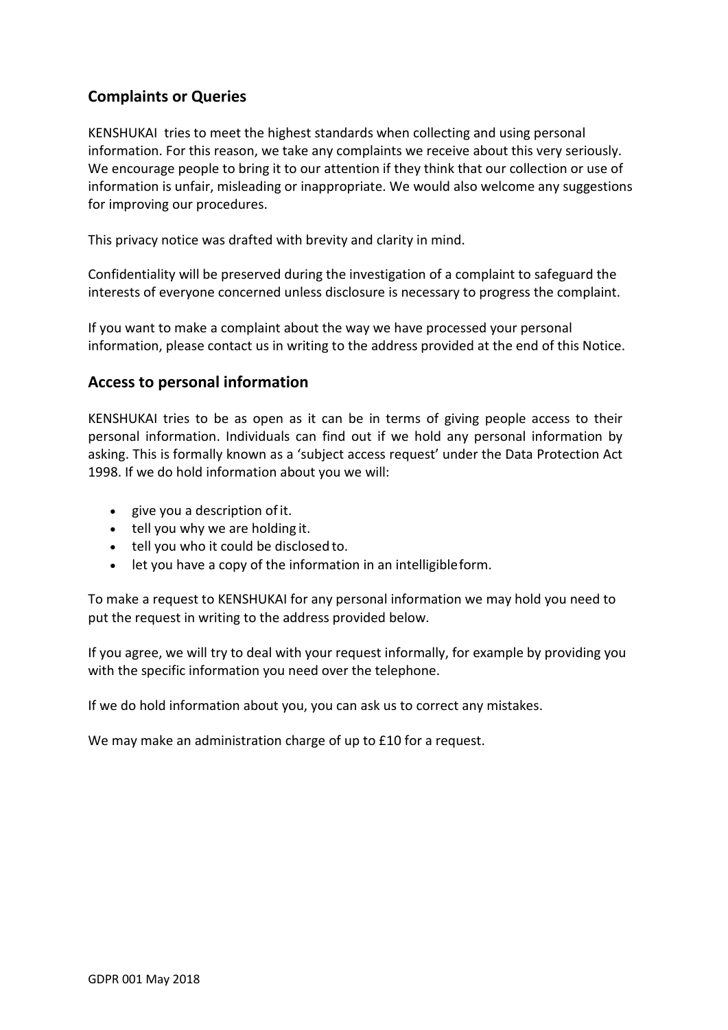## Complaints or Queries

KENSHUKAI tries to meet the highest standards when collecting and using personal information. For this reason, we take any complaints we receive about this very seriously. We encourage people to bring it to our attention if they think that our collection or use of information is unfair, misleading or inappropriate. We would also welcome any suggestions for improving our procedures.

This privacy notice was drafted with brevity and clarity in mind.

Confidentiality will be preserved during the investigation of a complaint to safeguard the interests of everyone concerned unless disclosure is necessary to progress the complaint.

If you want to make a complaint about the way we have processed your personal information, please contact us in writing to the address provided at the end of this Notice.

## Access to personal information

KENSHUKAI tries to be as open as it can be in terms of giving people access to their personal information. Individuals can find out if we hold any personal information by asking. This is formally known as a 'subject access request' under the Data Protection Act 1998. If we do hold information about you we will:

- give you a description of it.
- tell you why we are holding it.
- tell you who it could be disclosed to.
- let you have a copy of the information in an intelligible form.

To make a request to KENSHUKAI for any personal information we may hold you need to put the request in writing to the address provided below.

If you agree, we will try to deal with your request informally, for example by providing you with the specific information you need over the telephone.

If we do hold information about you, you can ask us to correct any mistakes.

We may make an administration charge of up to £10 for a request.

GDPR 001 May 2018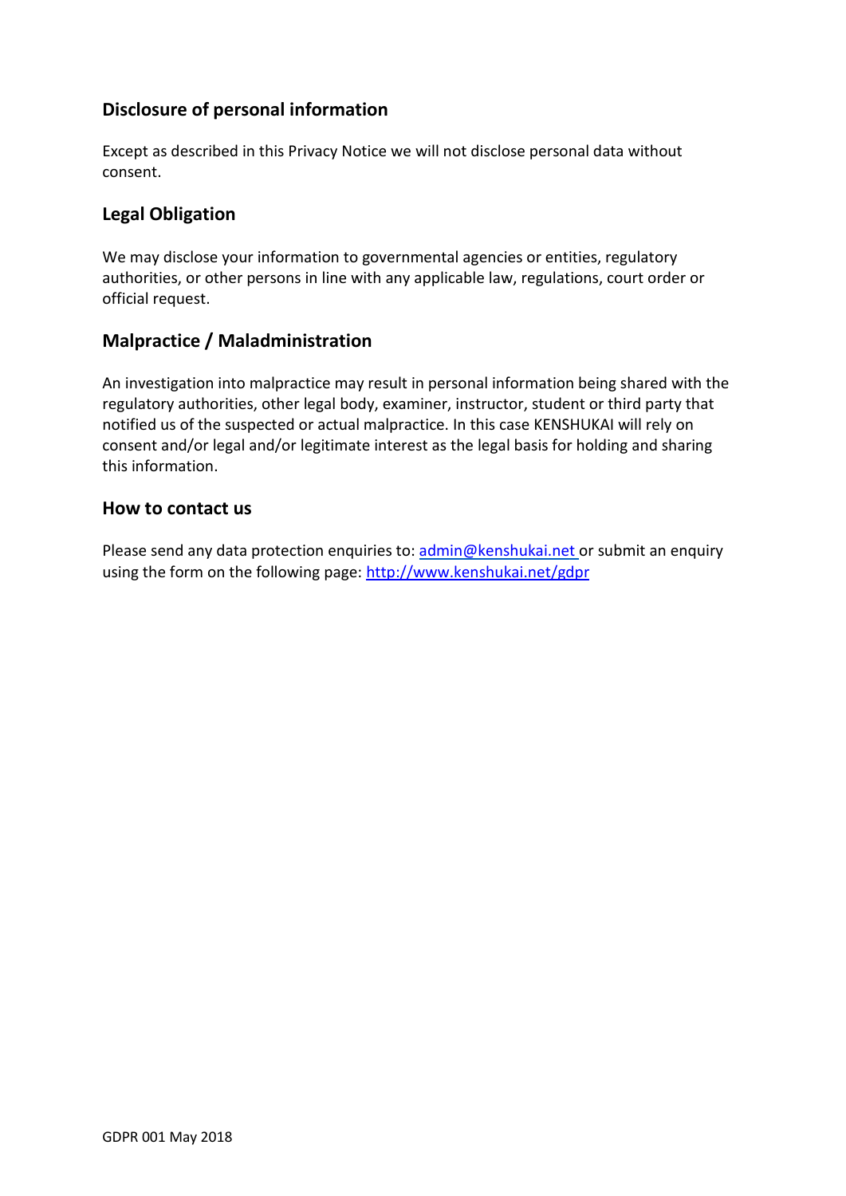## Disclosure of personal information

Except as described in this Privacy Notice we will not disclose personal data without consent.

## Legal Obligation

We may disclose your information to governmental agencies or entities, regulatory authorities, or other persons in line with any applicable law, regulations, court order or official request.

## Malpractice / Maladministration

An investigation into malpractice may result in personal information being shared with the regulatory authorities, other legal body, examiner, instructor, student or third party that notified us of the suspected or actual malpractice. In this case KENSHUKAI will rely on consent and/or legal and/or legitimate interest as the legal basis for holding and sharing this information.

## How to contact us

Please send any data protection enquiries to: [admin@kenshukai.net](mailto:admin@kenshukai.net) or submit an enquiry using the form on the following page: [http://www.kenshukai.net/gdpr](http://www.kenshukai.net/gdpr)

GDPR 001 May 2018